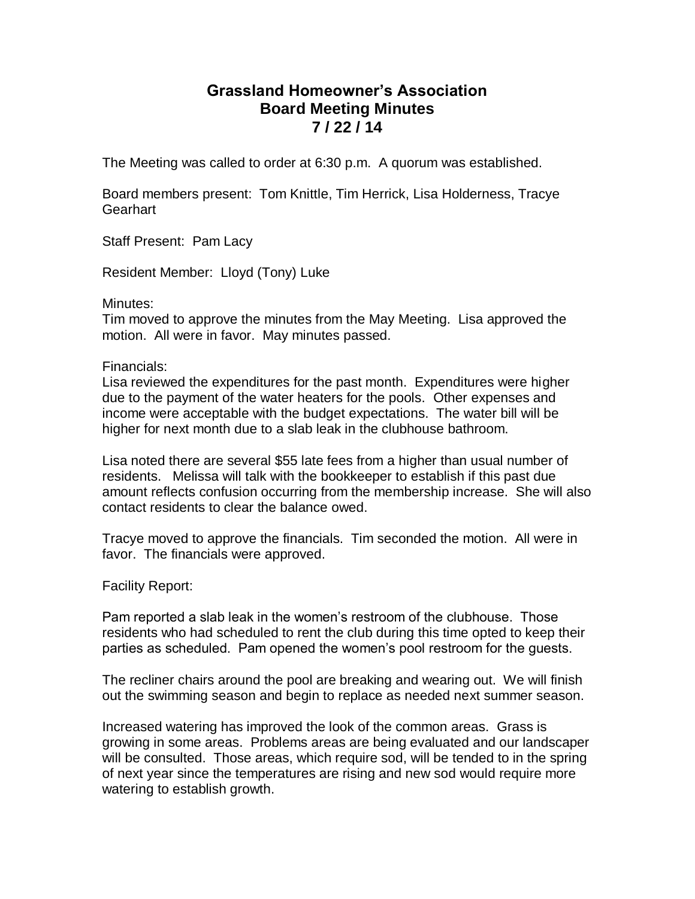# Grassland Homeowner's Association
## Board Meeting Minutes
## 7 / 22 / 14

The Meeting was called to order at 6:30 p.m. A quorum was established.

Board members present: Tom Knittle, Tim Herrick, Lisa Holderness, Tracye Gearhart

Staff Present: Pam Lacy

Resident Member: Lloyd (Tony) Luke

Minutes:
Tim moved to approve the minutes from the May Meeting. Lisa approved the motion. All were in favor. May minutes passed.

Financials:
Lisa reviewed the expenditures for the past month. Expenditures were higher due to the payment of the water heaters for the pools. Other expenses and income were acceptable with the budget expectations. The water bill will be higher for next month due to a slab leak in the clubhouse bathroom.

Lisa noted there are several $55 late fees from a higher than usual number of residents. Melissa will talk with the bookkeeper to establish if this past due amount reflects confusion occurring from the membership increase. She will also contact residents to clear the balance owed.

Tracye moved to approve the financials. Tim seconded the motion. All were in favor. The financials were approved.

Facility Report:

Pam reported a slab leak in the women's restroom of the clubhouse. Those residents who had scheduled to rent the club during this time opted to keep their parties as scheduled. Pam opened the women's pool restroom for the guests.

The recliner chairs around the pool are breaking and wearing out. We will finish out the swimming season and begin to replace as needed next summer season.

Increased watering has improved the look of the common areas. Grass is growing in some areas. Problems areas are being evaluated and our landscaper will be consulted. Those areas, which require sod, will be tended to in the spring of next year since the temperatures are rising and new sod would require more watering to establish growth.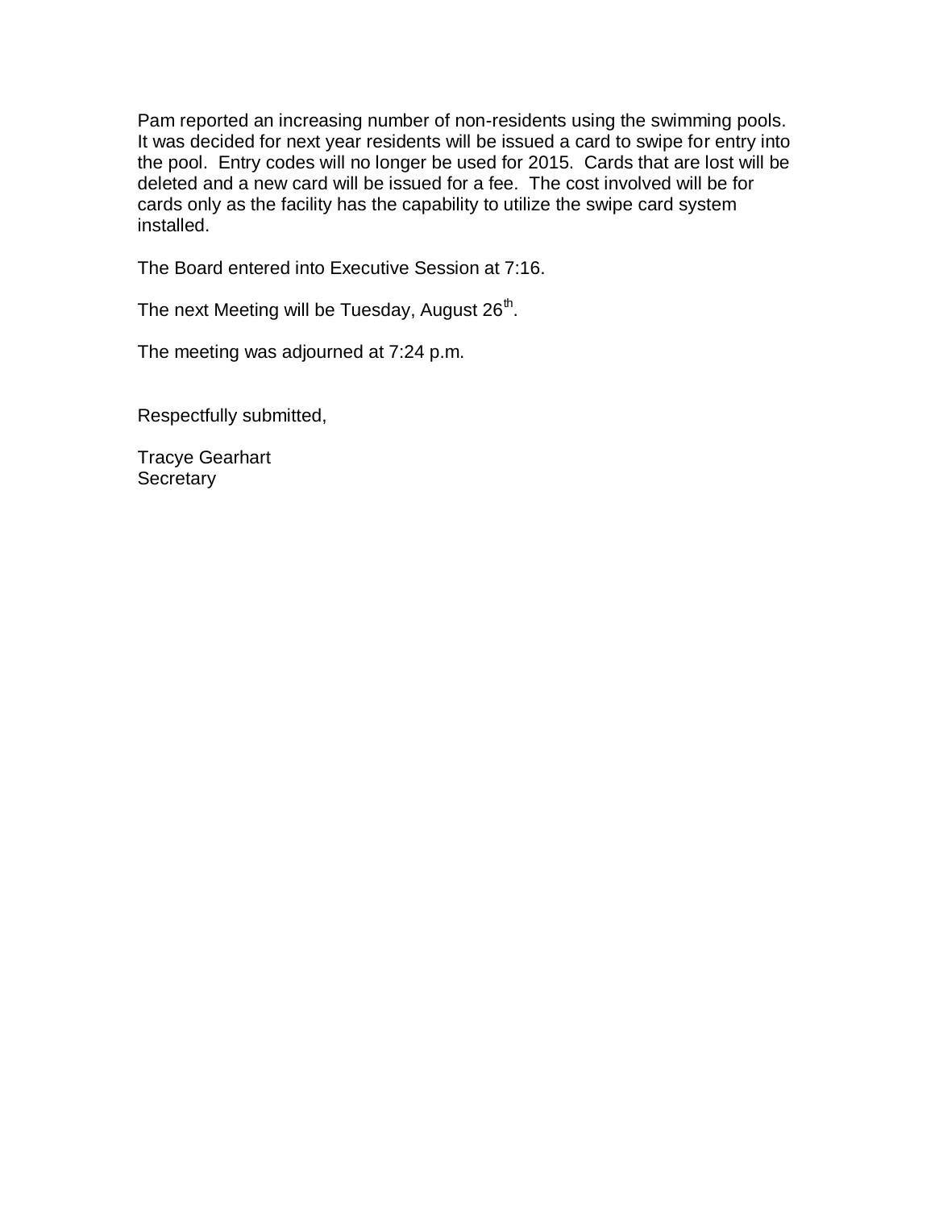Pam reported an increasing number of non-residents using the swimming pools. It was decided for next year residents will be issued a card to swipe for entry into the pool. Entry codes will no longer be used for 2015. Cards that are lost will be deleted and a new card will be issued for a fee. The cost involved will be for cards only as the facility has the capability to utilize the swipe card system installed.

The Board entered into Executive Session at 7:16.

The next Meeting will be Tuesday, August 26th.

The meeting was adjourned at 7:24 p.m.

Respectfully submitted,

Tracye Gearhart
Secretary